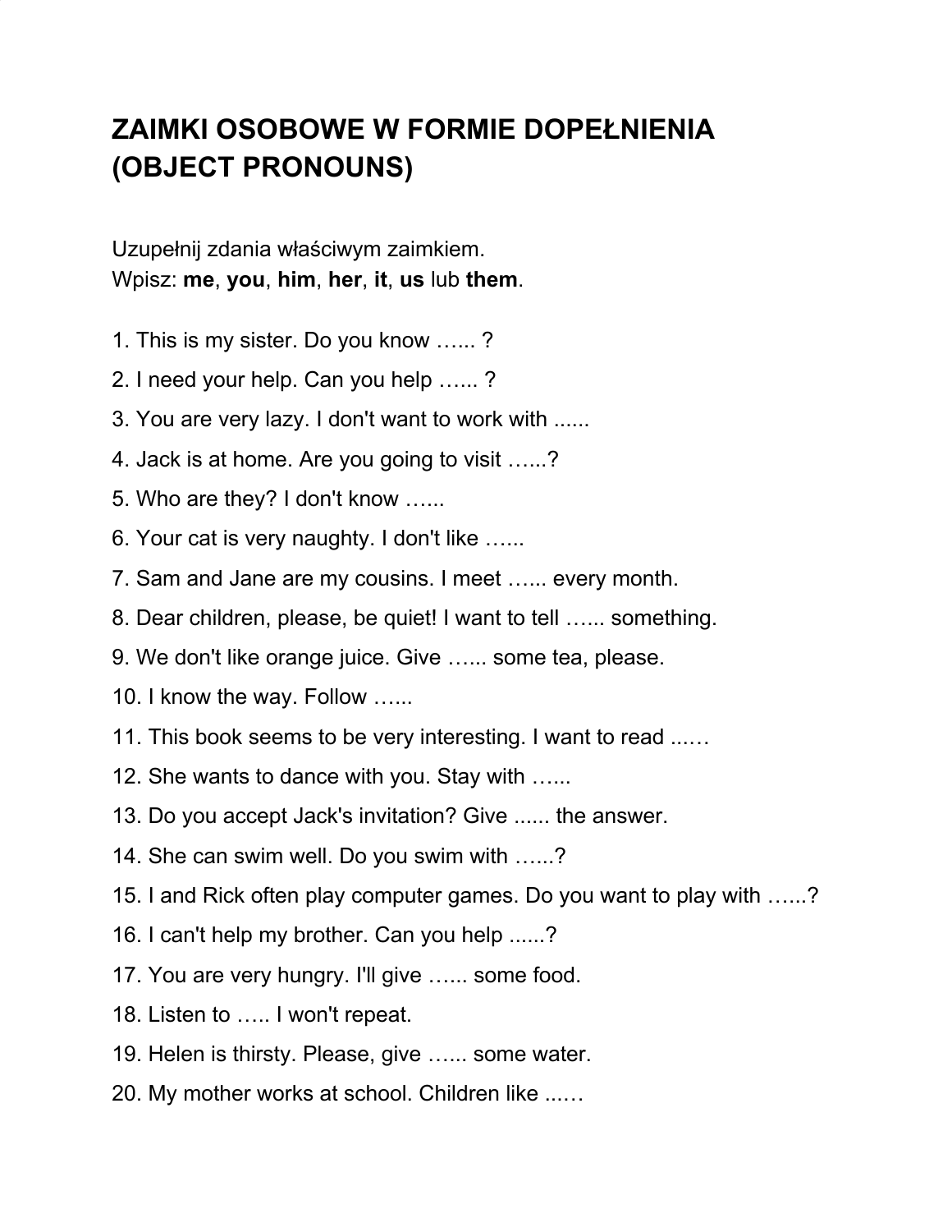# ZAIMKI OSOBOWE W FORMIE DOPEŁNIENIA (OBJECT PRONOUNS)

Uzupełnij zdania właściwym zaimkiem.
Wpisz: **me**, **you**, **him**, **her**, **it**, **us** lub **them**.

1. This is my sister. Do you know …... ?
2. I need your help. Can you help …... ?
3. You are very lazy. I don't want to work with ......
4. Jack is at home. Are you going to visit …...?
5. Who are they? I don't know …...
6. Your cat is very naughty. I don't like …...
7. Sam and Jane are my cousins. I meet …... every month.
8. Dear children, please, be quiet! I want to tell …... something.
9. We don't like orange juice. Give …... some tea, please.
10. I know the way. Follow …...
11. This book seems to be very interesting. I want to read ...…
12. She wants to dance with you. Stay with …...
13. Do you accept Jack's invitation? Give ...... the answer.
14. She can swim well. Do you swim with …...?
15. I and Rick often play computer games. Do you want to play with …...?
16. I can't help my brother. Can you help ......?
17. You are very hungry. I'll give …... some food.
18. Listen to ….. I won't repeat.
19. Helen is thirsty. Please, give …... some water.
20. My mother works at school. Children like ...…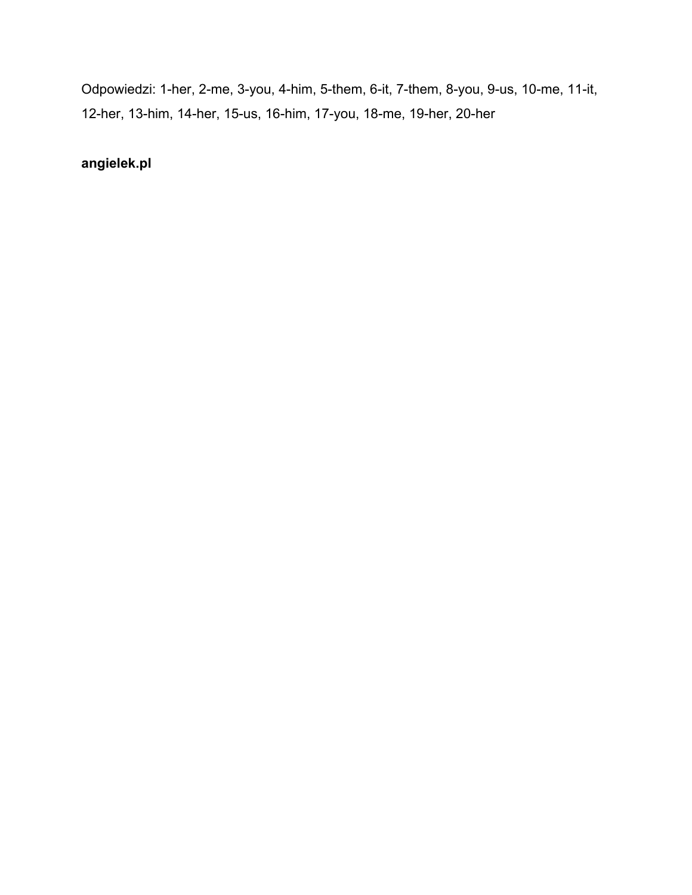Odpowiedzi: 1-her, 2-me, 3-you, 4-him, 5-them, 6-it, 7-them, 8-you, 9-us, 10-me, 11-it, 12-her, 13-him, 14-her, 15-us, 16-him, 17-you, 18-me, 19-her, 20-her

**angielek.pl**